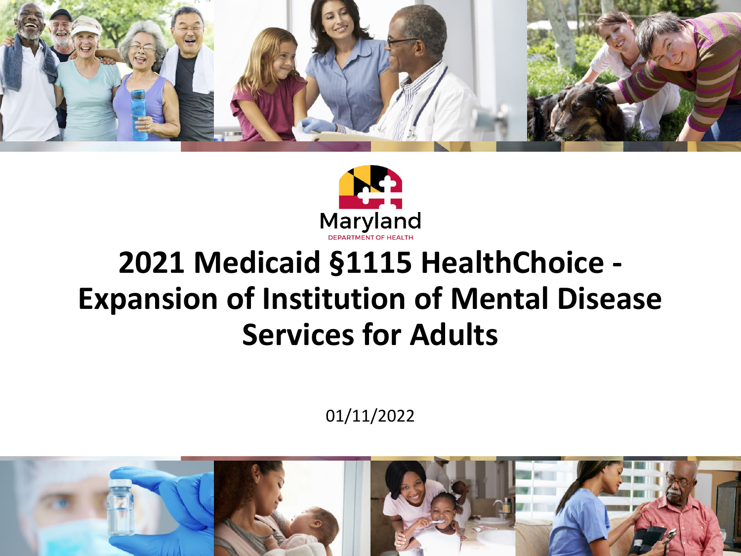Maryland

DEPARTMENT OF HEALTH

# 2021 Medicaid §1115 HealthChoice - Expansion of Institution of Mental Disease Services for Adults

01/11/2022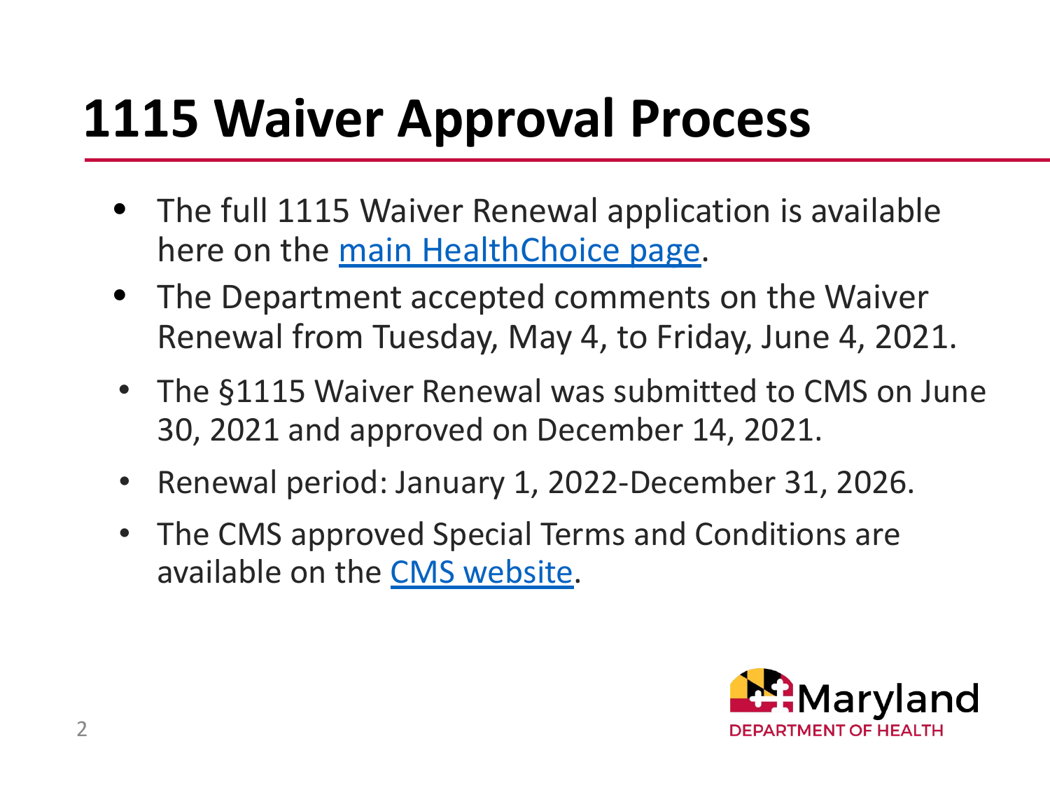# 1115 Waiver Approval Process

- The full 1115 Waiver Renewal application is available here on the main HealthChoice page.
- The Department accepted comments on the Waiver Renewal from Tuesday, May 4, to Friday, June 4, 2021.
- The §1115 Waiver Renewal was submitted to CMS on June 30, 2021 and approved on December 14, 2021.
- Renewal period: January 1, 2022-December 31, 2026.
- The CMS approved Special Terms and Conditions are available on the CMS website.

Maryland DEPARTMENT OF HEALTH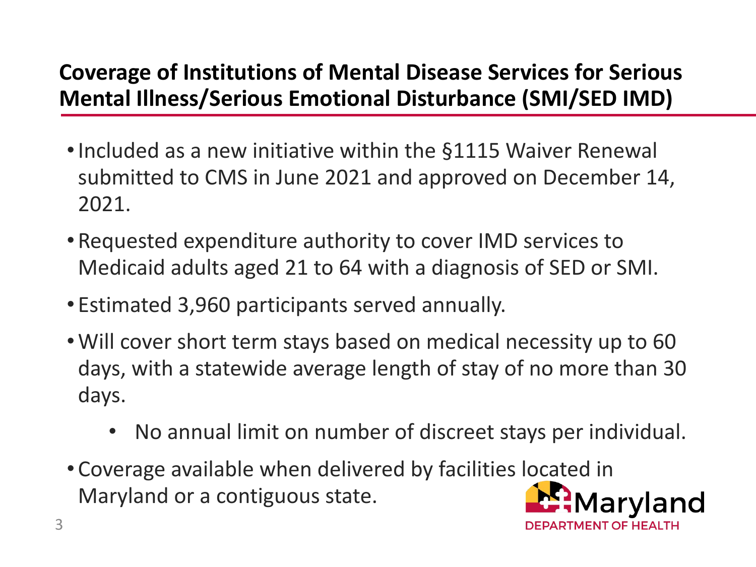## Coverage of Institutions of Mental Disease Services for Serious Mental Illness/Serious Emotional Disturbance (SMI/SED IMD)

- Included as a new initiative within the §1115 Waiver Renewal submitted to CMS in June 2021 and approved on December 14, 2021.
- Requested expenditure authority to cover IMD services to Medicaid adults aged 21 to 64 with a diagnosis of SED or SMI.
- Estimated 3,960 participants served annually.
- Will cover short term stays based on medical necessity up to 60 days, with a statewide average length of stay of no more than 30 days.
  - No annual limit on number of discreet stays per individual.
- Coverage available when delivered by facilities located in Maryland or a contiguous state.

Maryland DEPARTMENT OF HEALTH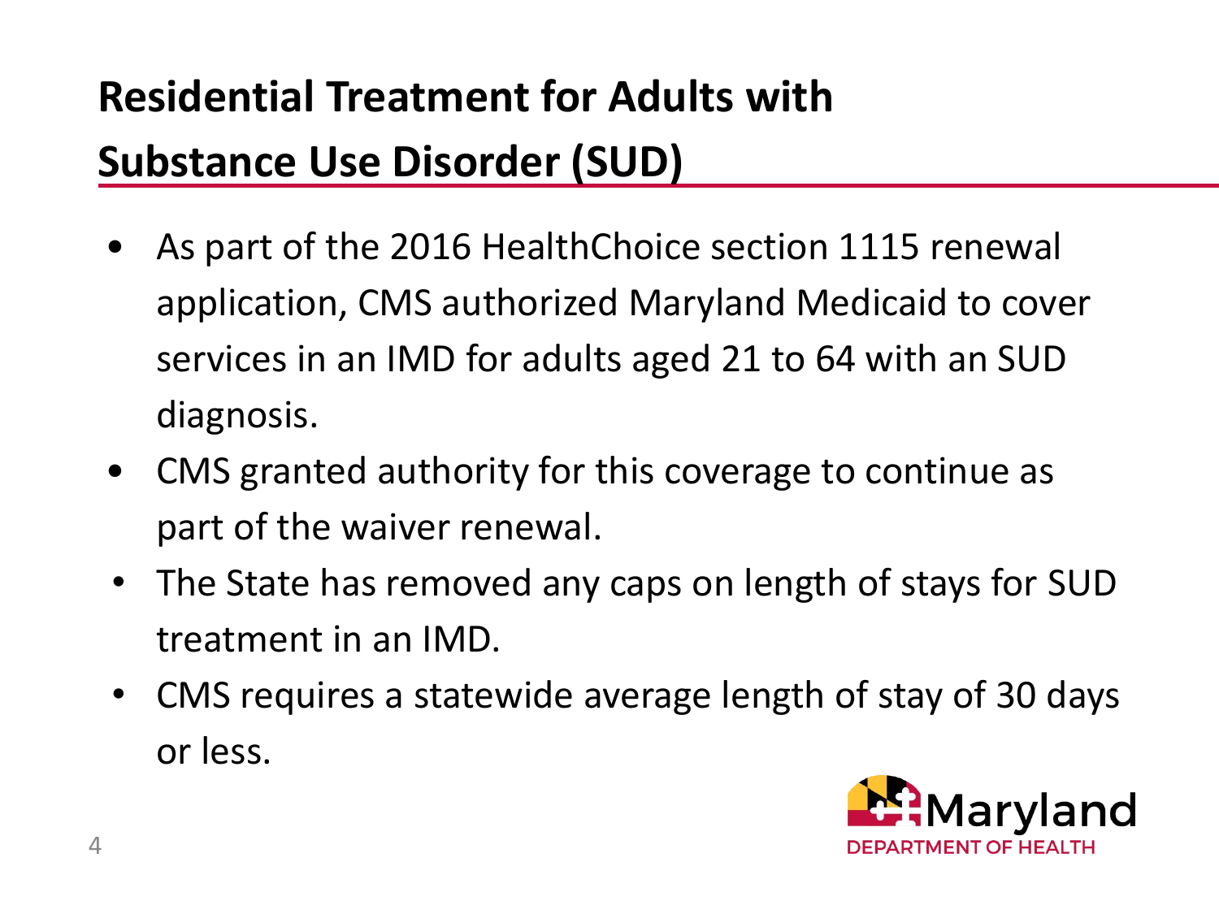# Residential Treatment for Adults with Substance Use Disorder (SUD)

- As part of the 2016 HealthChoice section 1115 renewal application, CMS authorized Maryland Medicaid to cover services in an IMD for adults aged 21 to 64 with an SUD diagnosis.
- CMS granted authority for this coverage to continue as part of the waiver renewal.
- The State has removed any caps on length of stays for SUD treatment in an IMD.
- CMS requires a statewide average length of stay of 30 days or less.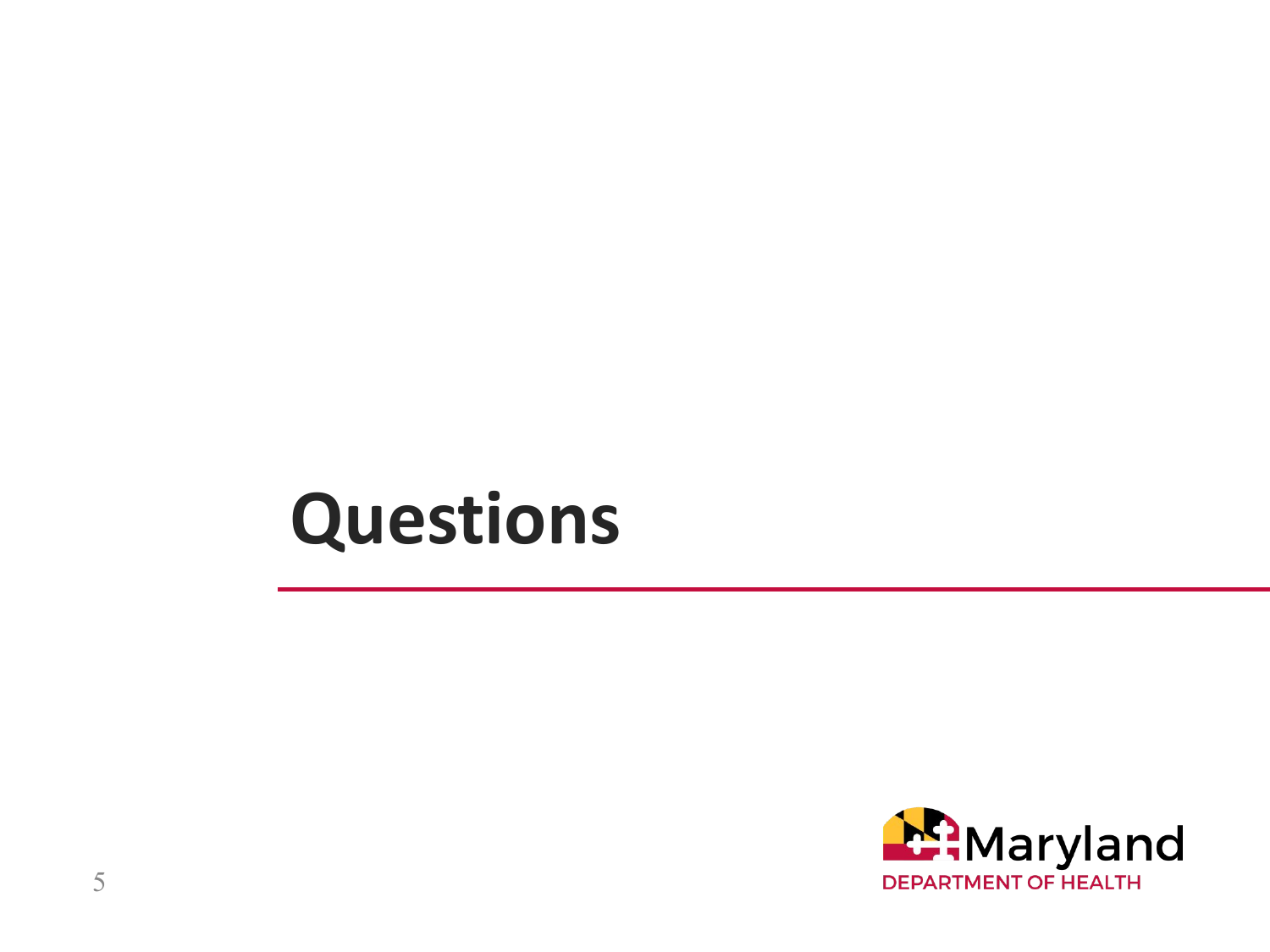# Questions

Maryland

DEPARTMENT OF HEALTH